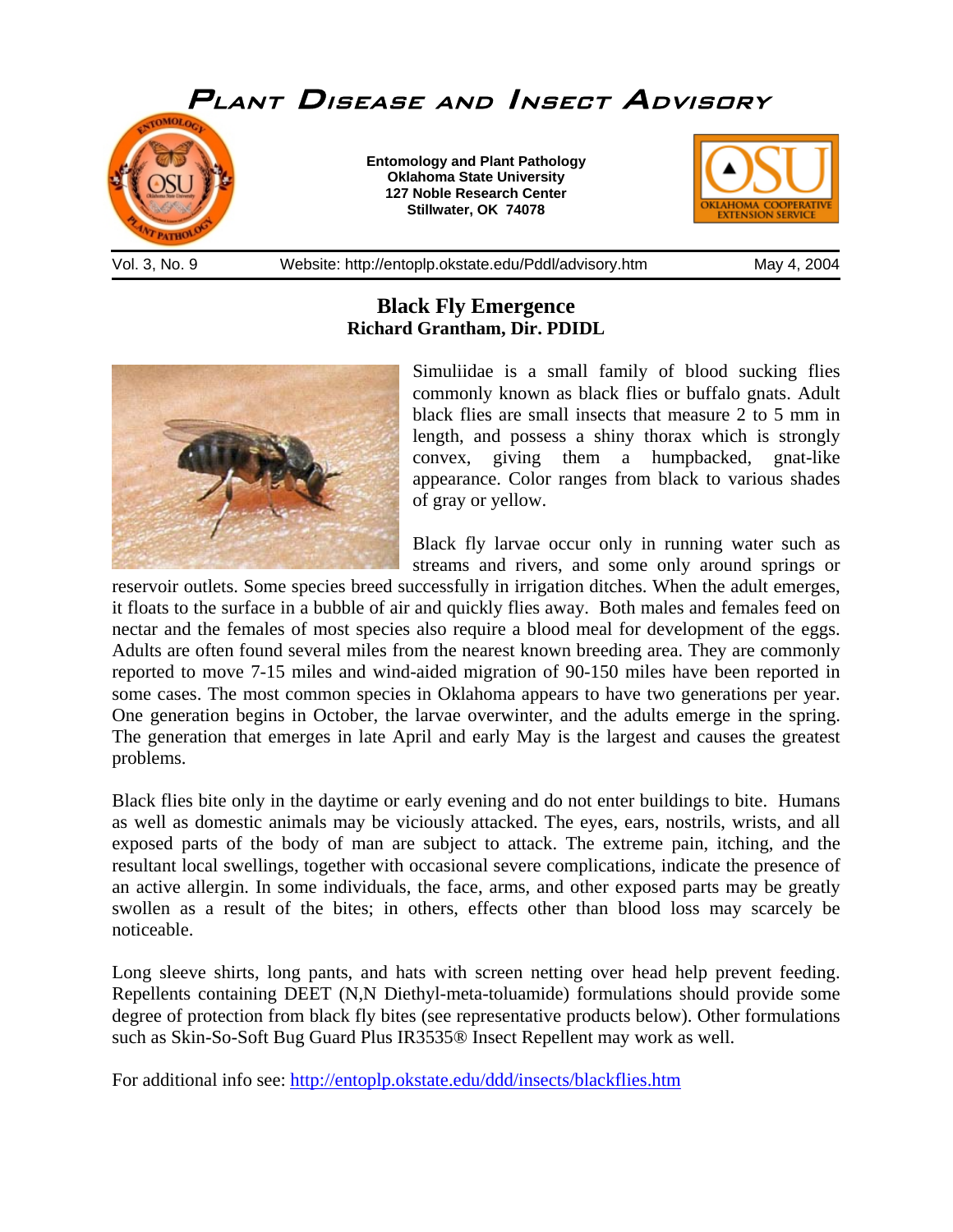# Plant Disease and Insect Advisory

**Entomology and Plant Pathology**
**Oklahoma State University**
**127 Noble Research Center**
**Stillwater, OK 74078**

Vol. 3, No. 9 | Website: http://entoplp.okstate.edu/Pddl/advisory.htm | May 4, 2004

## Black Fly Emergence

**Richard Grantham, Dir. PDIDL**

Simuliidae is a small family of blood sucking flies commonly known as black flies or buffalo gnats. Adult black flies are small insects that measure 2 to 5 mm in length, and possess a shiny thorax which is strongly convex, giving them a humpbacked, gnat-like appearance. Color ranges from black to various shades of gray or yellow.

Black fly larvae occur only in running water such as streams and rivers, and some only around springs or reservoir outlets. Some species breed successfully in irrigation ditches. When the adult emerges, it floats to the surface in a bubble of air and quickly flies away. Both males and females feed on nectar and the females of most species also require a blood meal for development of the eggs. Adults are often found several miles from the nearest known breeding area. They are commonly reported to move 7-15 miles and wind-aided migration of 90-150 miles have been reported in some cases. The most common species in Oklahoma appears to have two generations per year. One generation begins in October, the larvae overwinter, and the adults emerge in the spring. The generation that emerges in late April and early May is the largest and causes the greatest problems.

Black flies bite only in the daytime or early evening and do not enter buildings to bite. Humans as well as domestic animals may be viciously attacked. The eyes, ears, nostrils, wrists, and all exposed parts of the body of man are subject to attack. The extreme pain, itching, and the resultant local swellings, together with occasional severe complications, indicate the presence of an active allergin. In some individuals, the face, arms, and other exposed parts may be greatly swollen as a result of the bites; in others, effects other than blood loss may scarcely be noticeable.

Long sleeve shirts, long pants, and hats with screen netting over head help prevent feeding. Repellents containing DEET (N,N Diethyl-meta-toluamide) formulations should provide some degree of protection from black fly bites (see representative products below). Other formulations such as Skin-So-Soft Bug Guard Plus IR3535® Insect Repellent may work as well.

For additional info see: http://entoplp.okstate.edu/ddd/insects/blackflies.htm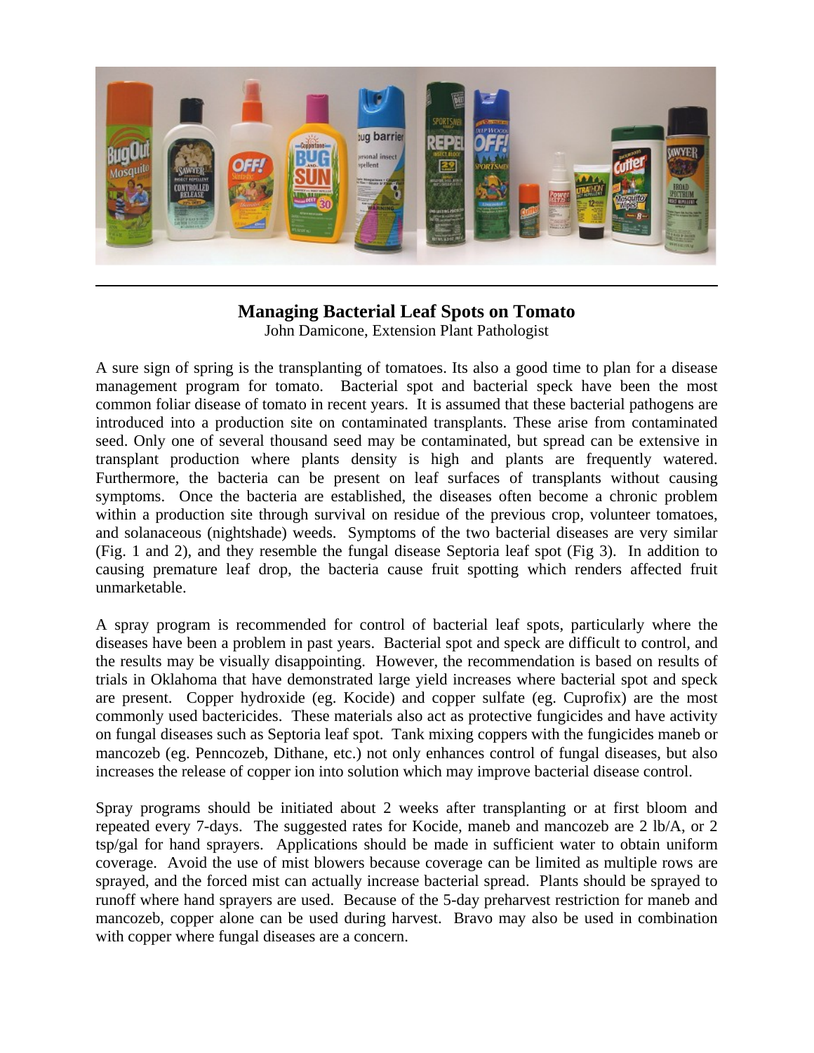## Managing Bacterial Leaf Spots on Tomato

John Damicone, Extension Plant Pathologist

A sure sign of spring is the transplanting of tomatoes. Its also a good time to plan for a disease management program for tomato. Bacterial spot and bacterial speck have been the most common foliar disease of tomato in recent years. It is assumed that these bacterial pathogens are introduced into a production site on contaminated transplants. These arise from contaminated seed. Only one of several thousand seed may be contaminated, but spread can be extensive in transplant production where plants density is high and plants are frequently watered. Furthermore, the bacteria can be present on leaf surfaces of transplants without causing symptoms. Once the bacteria are established, the diseases often become a chronic problem within a production site through survival on residue of the previous crop, volunteer tomatoes, and solanaceous (nightshade) weeds. Symptoms of the two bacterial diseases are very similar (Fig. 1 and 2), and they resemble the fungal disease Septoria leaf spot (Fig 3). In addition to causing premature leaf drop, the bacteria cause fruit spotting which renders affected fruit unmarketable.

A spray program is recommended for control of bacterial leaf spots, particularly where the diseases have been a problem in past years. Bacterial spot and speck are difficult to control, and the results may be visually disappointing. However, the recommendation is based on results of trials in Oklahoma that have demonstrated large yield increases where bacterial spot and speck are present. Copper hydroxide (eg. Kocide) and copper sulfate (eg. Cuprofix) are the most commonly used bactericides. These materials also act as protective fungicides and have activity on fungal diseases such as Septoria leaf spot. Tank mixing coppers with the fungicides maneb or mancozeb (eg. Penncozeb, Dithane, etc.) not only enhances control of fungal diseases, but also increases the release of copper ion into solution which may improve bacterial disease control.

Spray programs should be initiated about 2 weeks after transplanting or at first bloom and repeated every 7-days. The suggested rates for Kocide, maneb and mancozeb are 2 lb/A, or 2 tsp/gal for hand sprayers. Applications should be made in sufficient water to obtain uniform coverage. Avoid the use of mist blowers because coverage can be limited as multiple rows are sprayed, and the forced mist can actually increase bacterial spread. Plants should be sprayed to runoff where hand sprayers are used. Because of the 5-day preharvest restriction for maneb and mancozeb, copper alone can be used during harvest. Bravo may also be used in combination with copper where fungal diseases are a concern.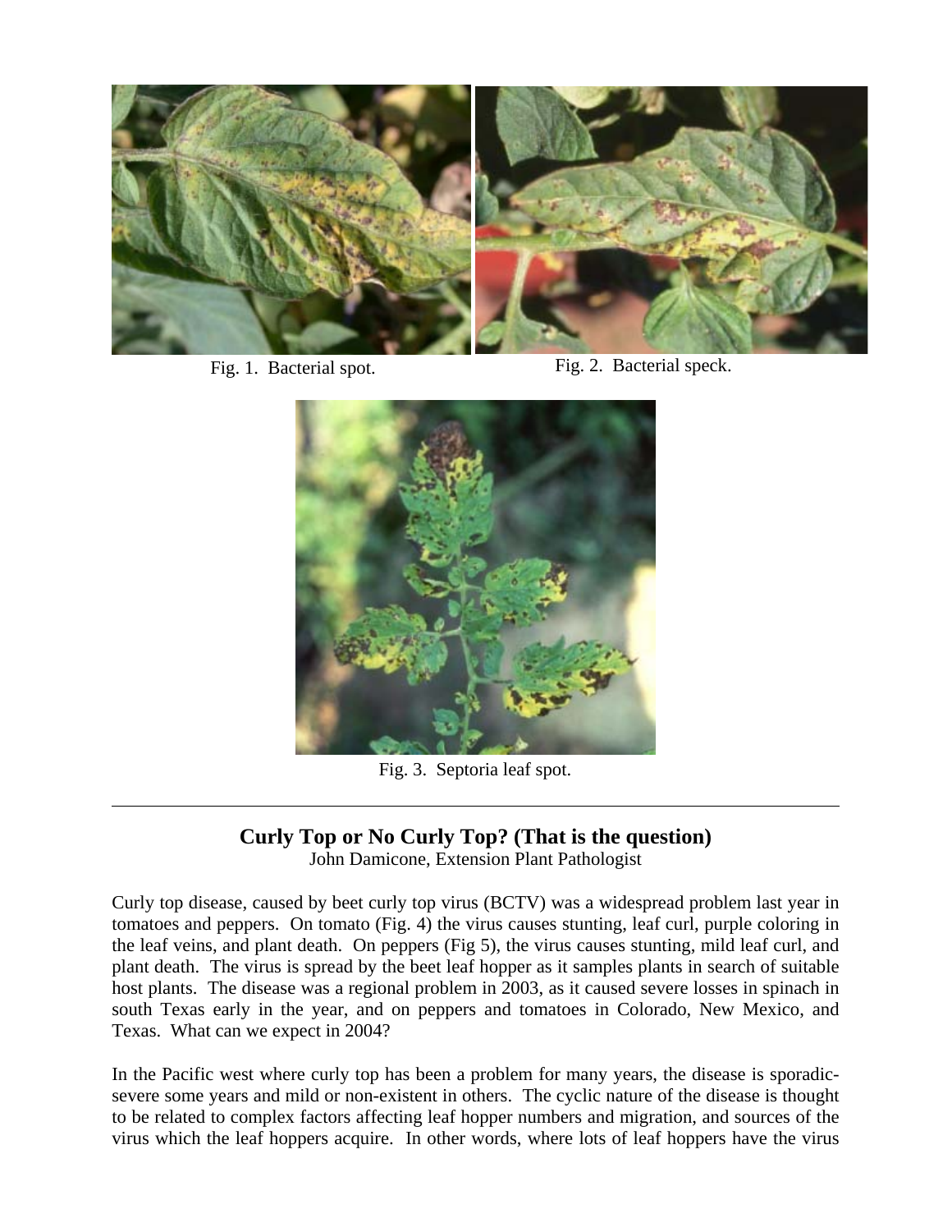Fig. 1. Bacterial spot.

Fig. 2. Bacterial speck.

Fig. 3. Septoria leaf spot.

---

## Curly Top or No Curly Top? (That is the question)

John Damicone, Extension Plant Pathologist

Curly top disease, caused by beet curly top virus (BCTV) was a widespread problem last year in tomatoes and peppers. On tomato (Fig. 4) the virus causes stunting, leaf curl, purple coloring in the leaf veins, and plant death. On peppers (Fig 5), the virus causes stunting, mild leaf curl, and plant death. The virus is spread by the beet leaf hopper as it samples plants in search of suitable host plants. The disease was a regional problem in 2003, as it caused severe losses in spinach in south Texas early in the year, and on peppers and tomatoes in Colorado, New Mexico, and Texas. What can we expect in 2004?

In the Pacific west where curly top has been a problem for many years, the disease is sporadic-severe some years and mild or non-existent in others. The cyclic nature of the disease is thought to be related to complex factors affecting leaf hopper numbers and migration, and sources of the virus which the leaf hoppers acquire. In other words, where lots of leaf hoppers have the virus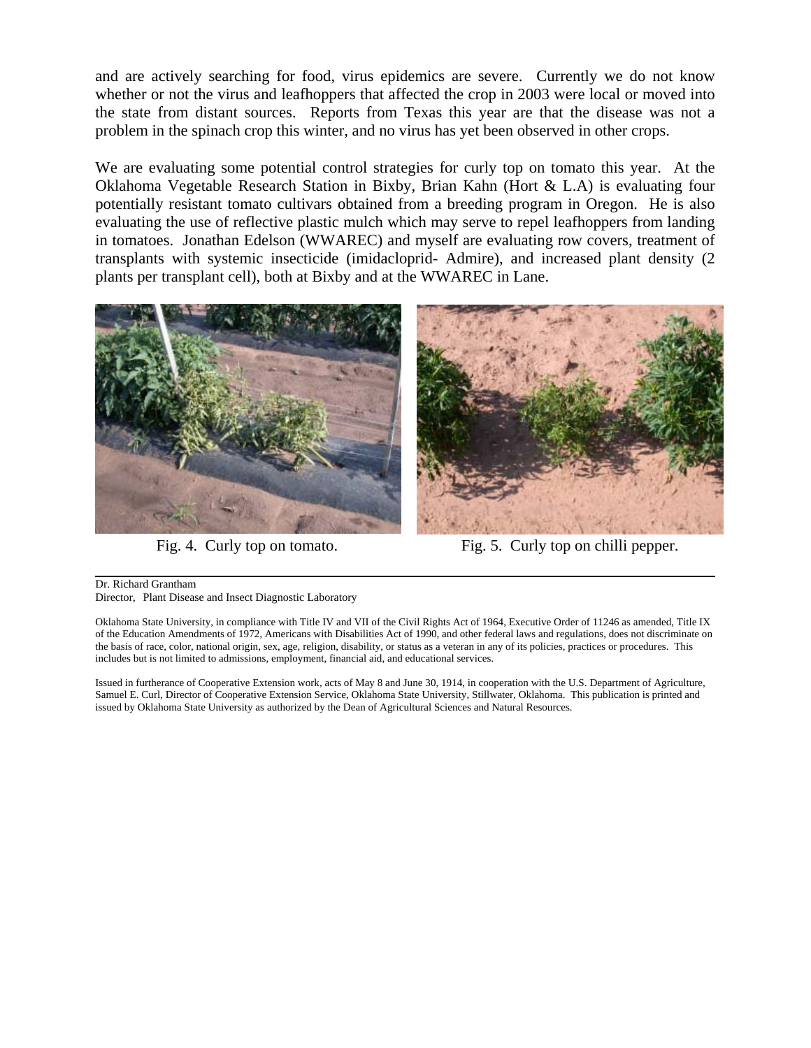and are actively searching for food, virus epidemics are severe. Currently we do not know whether or not the virus and leafhoppers that affected the crop in 2003 were local or moved into the state from distant sources. Reports from Texas this year are that the disease was not a problem in the spinach crop this winter, and no virus has yet been observed in other crops.

We are evaluating some potential control strategies for curly top on tomato this year. At the Oklahoma Vegetable Research Station in Bixby, Brian Kahn (Hort & L.A) is evaluating four potentially resistant tomato cultivars obtained from a breeding program in Oregon. He is also evaluating the use of reflective plastic mulch which may serve to repel leafhoppers from landing in tomatoes. Jonathan Edelson (WWAREC) and myself are evaluating row covers, treatment of transplants with systemic insecticide (imidacloprid- Admire), and increased plant density (2 plants per transplant cell), both at Bixby and at the WWAREC in Lane.

Fig. 4. Curly top on tomato.

Fig. 5. Curly top on chilli pepper.

---

Dr. Richard Grantham
Director, Plant Disease and Insect Diagnostic Laboratory

Oklahoma State University, in compliance with Title IV and VII of the Civil Rights Act of 1964, Executive Order of 11246 as amended, Title IX of the Education Amendments of 1972, Americans with Disabilities Act of 1990, and other federal laws and regulations, does not discriminate on the basis of race, color, national origin, sex, age, religion, disability, or status as a veteran in any of its policies, practices or procedures. This includes but is not limited to admissions, employment, financial aid, and educational services.

Issued in furtherance of Cooperative Extension work, acts of May 8 and June 30, 1914, in cooperation with the U.S. Department of Agriculture, Samuel E. Curl, Director of Cooperative Extension Service, Oklahoma State University, Stillwater, Oklahoma. This publication is printed and issued by Oklahoma State University as authorized by the Dean of Agricultural Sciences and Natural Resources.